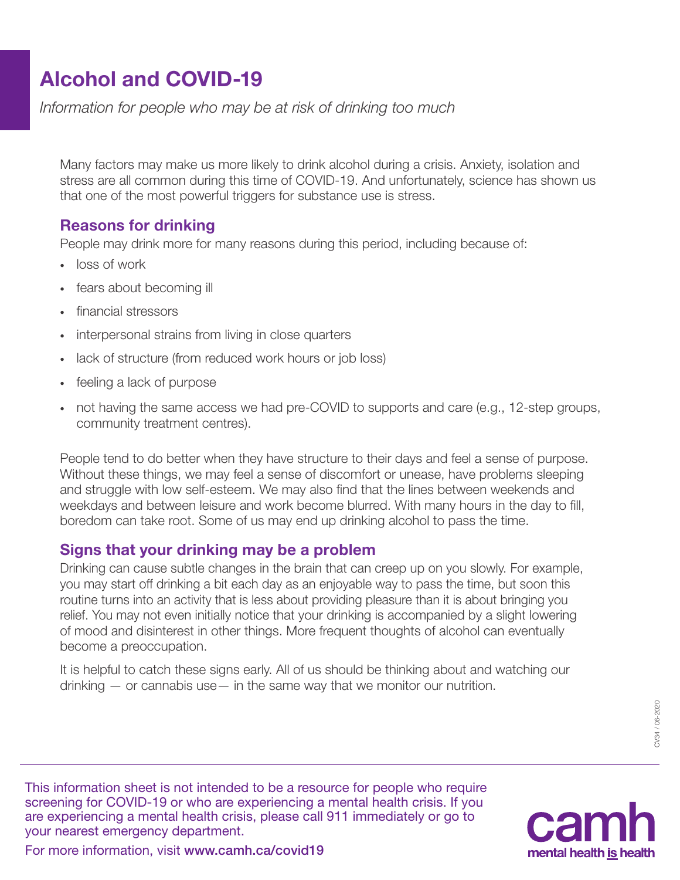# Alcohol and COVID-19

*Information for people who may be at risk of drinking too much*

Many factors may make us more likely to drink alcohol during a crisis. Anxiety, isolation and stress are all common during this time of COVID-19. And unfortunately, science has shown us that one of the most powerful triggers for substance use is stress.

## Reasons for drinking

People may drink more for many reasons during this period, including because of:

- loss of work
- fears about becoming ill
- financial stressors
- interpersonal strains from living in close quarters
- lack of structure (from reduced work hours or job loss)
- feeling a lack of purpose
- not having the same access we had pre-COVID to supports and care (e.g., 12-step groups, community treatment centres).

People tend to do better when they have structure to their days and feel a sense of purpose. Without these things, we may feel a sense of discomfort or unease, have problems sleeping and struggle with low self-esteem. We may also find that the lines between weekends and weekdays and between leisure and work become blurred. With many hours in the day to fill, boredom can take root. Some of us may end up drinking alcohol to pass the time.

## Signs that your drinking may be a problem

Drinking can cause subtle changes in the brain that can creep up on you slowly. For example, you may start off drinking a bit each day as an enjoyable way to pass the time, but soon this routine turns into an activity that is less about providing pleasure than it is about bringing you relief. You may not even initially notice that your drinking is accompanied by a slight lowering of mood and disinterest in other things. More frequent thoughts of alcohol can eventually become a preoccupation.

It is helpful to catch these signs early. All of us should be thinking about and watching our drinking — or cannabis use— in the same way that we monitor our nutrition.

CV34 / 06-2020

This information sheet is not intended to be a resource for people who require screening for COVID-19 or who are experiencing a mental health crisis. If you are experiencing a mental health crisis, please call 911 immediately or go to your nearest emergency department.

For more information, visit **www.camh.ca/covid19**

camh mental health is health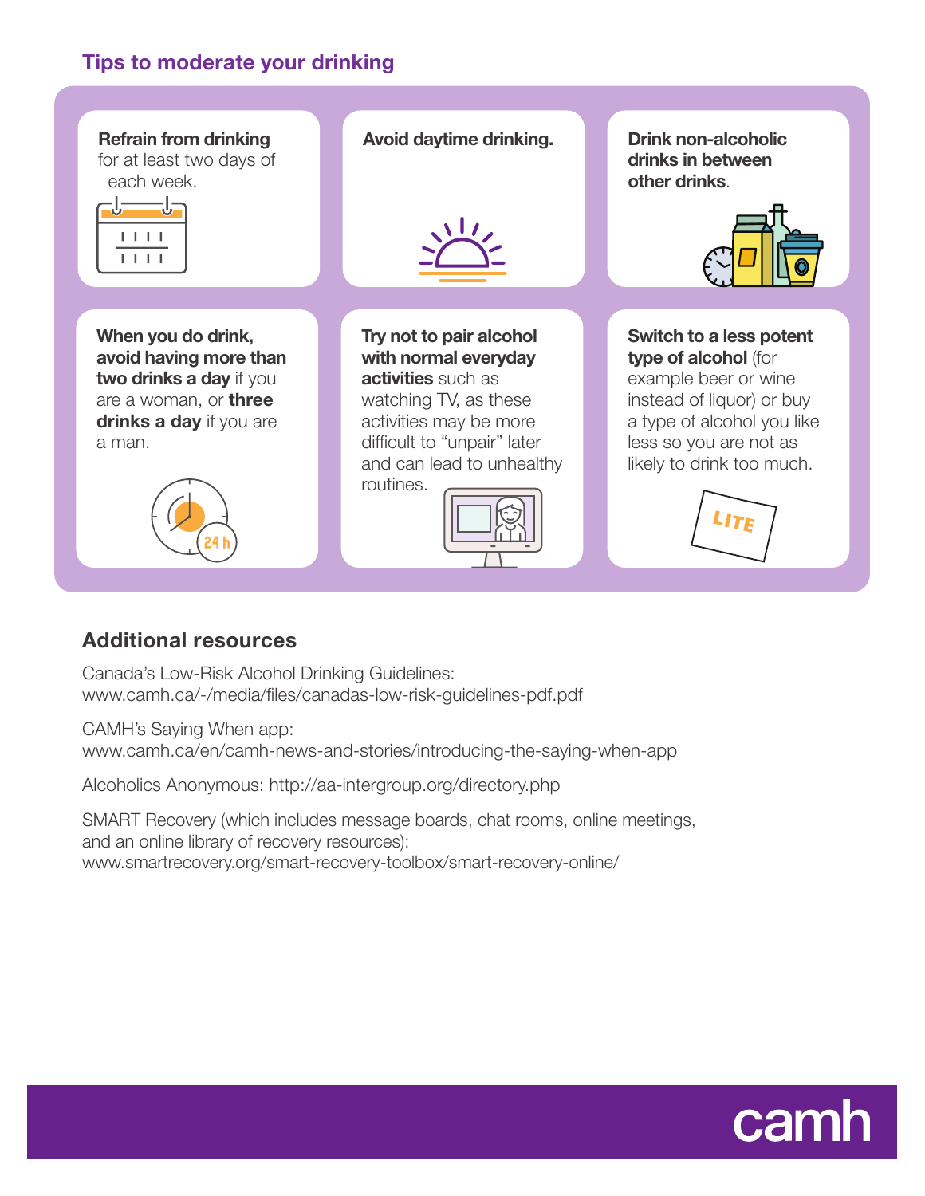## Tips to moderate your drinking

**Refrain from drinking** for at least two days of each week.

**Avoid daytime drinking.**

**Drink non-alcoholic drinks in between other drinks.**

**When you do drink, avoid having more than two drinks a day** if you are a woman, or **three drinks a day** if you are a man.

**Try not to pair alcohol with normal everyday activities** such as watching TV, as these activities may be more difficult to "unpair" later and can lead to unhealthy routines.

**Switch to a less potent type of alcohol** (for example beer or wine instead of liquor) or buy a type of alcohol you like less so you are not as likely to drink too much.

## Additional resources

Canada's Low-Risk Alcohol Drinking Guidelines:
www.camh.ca/-/media/files/canadas-low-risk-guidelines-pdf.pdf

CAMH's Saying When app:
www.camh.ca/en/camh-news-and-stories/introducing-the-saying-when-app

Alcoholics Anonymous: http://aa-intergroup.org/directory.php

SMART Recovery (which includes message boards, chat rooms, online meetings, and an online library of recovery resources):
www.smartrecovery.org/smart-recovery-toolbox/smart-recovery-online/